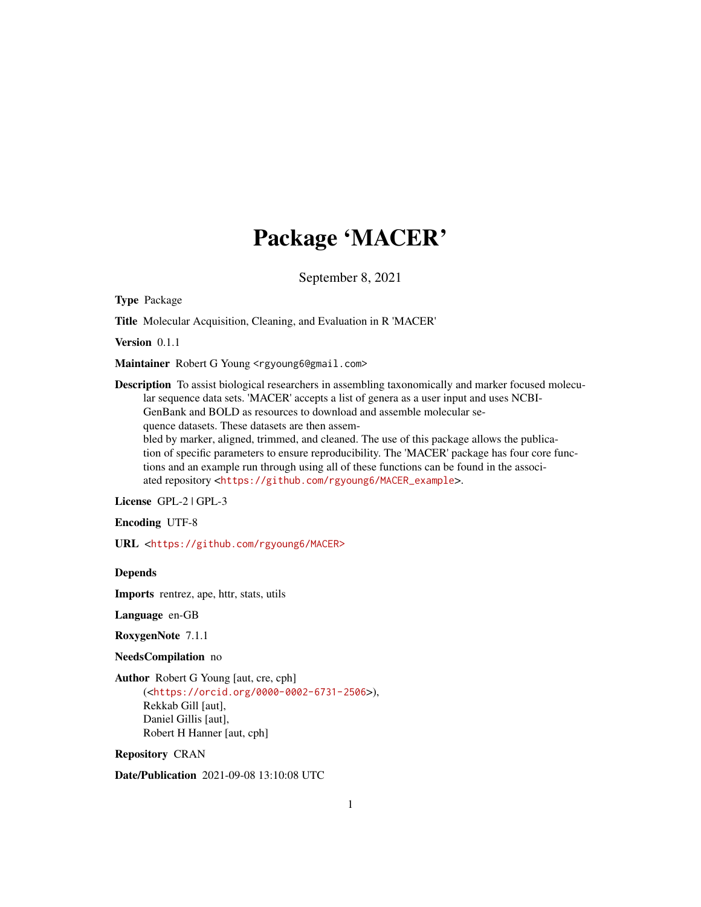# Package 'MACER'

September 8, 2021

**Type** Package

**Title** Molecular Acquisition, Cleaning, and Evaluation in R 'MACER'

**Version** 0.1.1

**Maintainer** Robert G Young <rgyoung6@gmail.com>

**Description** To assist biological researchers in assembling taxonomically and marker focused molecular sequence data sets. 'MACER' accepts a list of genera as a user input and uses NCBI-GenBank and BOLD as resources to download and assemble molecular sequence datasets. These datasets are then assembled by marker, aligned, trimmed, and cleaned. The use of this package allows the publication of specific parameters to ensure reproducibility. The 'MACER' package has four core functions and an example run through using all of these functions can be found in the associated repository <https://github.com/rgyoung6/MACER_example>.

**License** GPL-2 | GPL-3

**Encoding** UTF-8

**URL** <https://github.com/rgyoung6/MACER>

**Depends**

**Imports** rentrez, ape, httr, stats, utils

**Language** en-GB

**RoxygenNote** 7.1.1

**NeedsCompilation** no

**Author** Robert G Young [aut, cre, cph] (<https://orcid.org/0000-0002-6731-2506>), Rekkab Gill [aut], Daniel Gillis [aut], Robert H Hanner [aut, cph]

**Repository** CRAN

**Date/Publication** 2021-09-08 13:10:08 UTC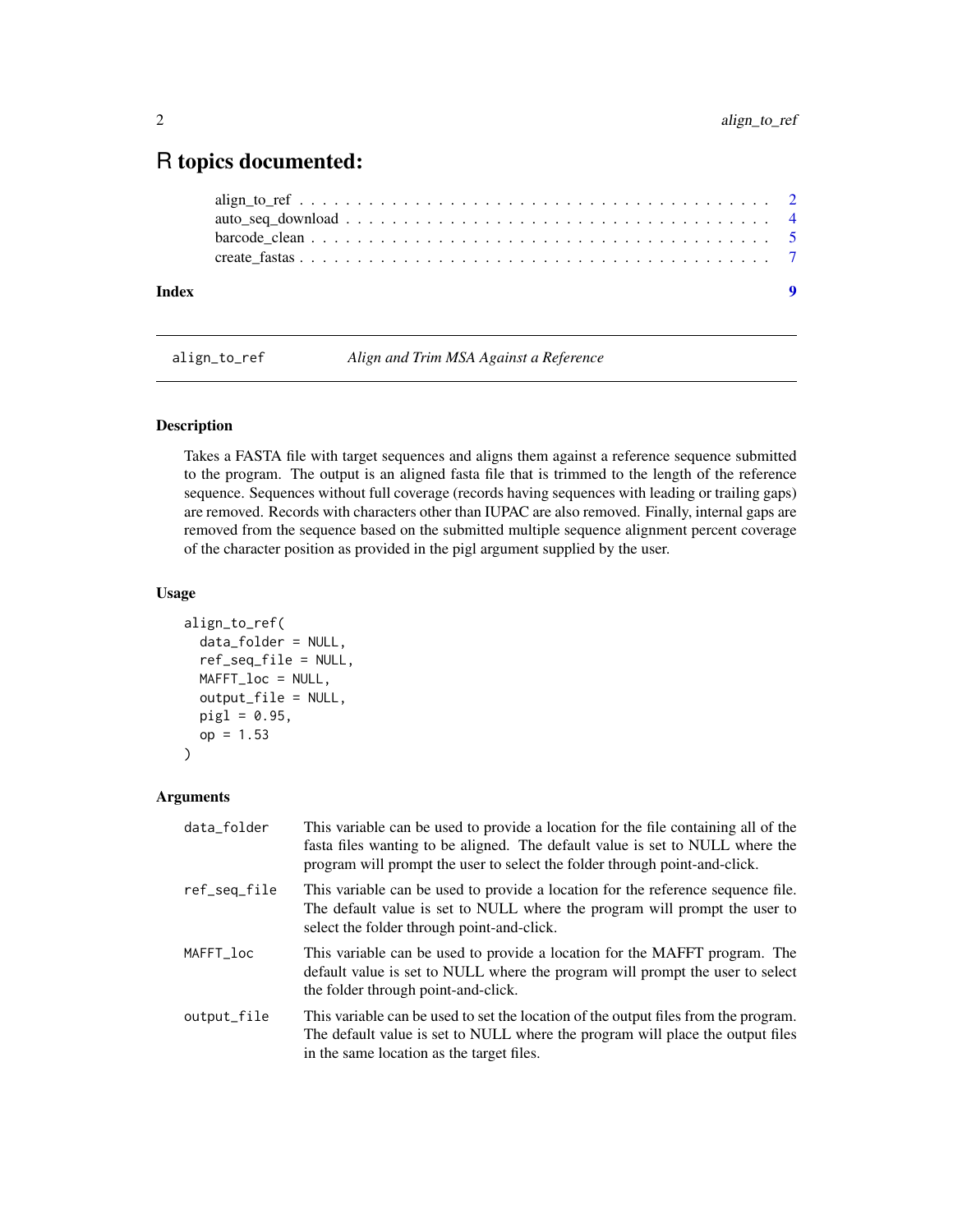# R topics documented:

align_to_ref . . . . . . . . . . . . . . . . . . . . . . . . . . . . . . . . . . . . . . . . 2
auto_seq_download . . . . . . . . . . . . . . . . . . . . . . . . . . . . . . . . . . . . . 4
barcode_clean . . . . . . . . . . . . . . . . . . . . . . . . . . . . . . . . . . . . . . . . 5
create_fastas . . . . . . . . . . . . . . . . . . . . . . . . . . . . . . . . . . . . . . . . 7

**Index** **9**

---

align_to_ref *Align and Trim MSA Against a Reference*

---

### Description

Takes a FASTA file with target sequences and aligns them against a reference sequence submitted to the program. The output is an aligned fasta file that is trimmed to the length of the reference sequence. Sequences without full coverage (records having sequences with leading or trailing gaps) are removed. Records with characters other than IUPAC are also removed. Finally, internal gaps are removed from the sequence based on the submitted multiple sequence alignment percent coverage of the character position as provided in the pigl argument supplied by the user.

### Usage

```
align_to_ref(
  data_folder = NULL,
  ref_seq_file = NULL,
  MAFFT_loc = NULL,
  output_file = NULL,
  pigl = 0.95,
  op = 1.53
)
```

### Arguments

| | |
|---|---|
| data_folder | This variable can be used to provide a location for the file containing all of the fasta files wanting to be aligned. The default value is set to NULL where the program will prompt the user to select the folder through point-and-click. |
| ref_seq_file | This variable can be used to provide a location for the reference sequence file. The default value is set to NULL where the program will prompt the user to select the folder through point-and-click. |
| MAFFT_loc | This variable can be used to provide a location for the MAFFT program. The default value is set to NULL where the program will prompt the user to select the folder through point-and-click. |
| output_file | This variable can be used to set the location of the output files from the program. The default value is set to NULL where the program will place the output files in the same location as the target files. |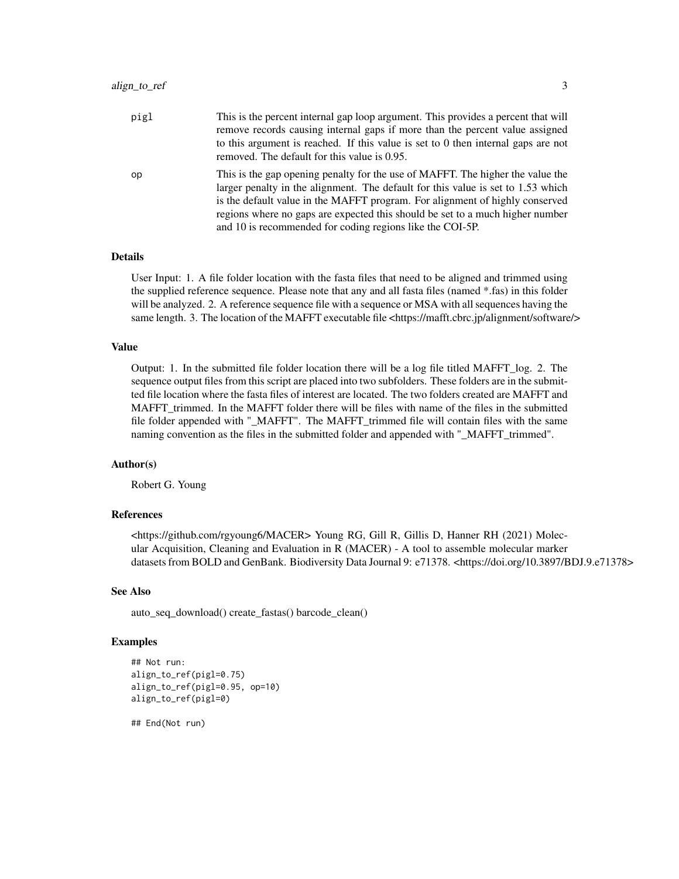| | |
|---|---|
| pigl | This is the percent internal gap loop argument. This provides a percent that will remove records causing internal gaps if more than the percent value assigned to this argument is reached. If this value is set to 0 then internal gaps are not removed. The default for this value is 0.95. |
| op | This is the gap opening penalty for the use of MAFFT. The higher the value the larger penalty in the alignment. The default for this value is set to 1.53 which is the default value in the MAFFT program. For alignment of highly conserved regions where no gaps are expected this should be set to a much higher number and 10 is recommended for coding regions like the COI-5P. |

## Details

User Input: 1. A file folder location with the fasta files that need to be aligned and trimmed using the supplied reference sequence. Please note that any and all fasta files (named *.fas) in this folder will be analyzed. 2. A reference sequence file with a sequence or MSA with all sequences having the same length. 3. The location of the MAFFT executable file <https://mafft.cbrc.jp/alignment/software/>

## Value

Output: 1. In the submitted file folder location there will be a log file titled MAFFT_log. 2. The sequence output files from this script are placed into two subfolders. These folders are in the submitted file location where the fasta files of interest are located. The two folders created are MAFFT and MAFFT_trimmed. In the MAFFT folder there will be files with name of the files in the submitted file folder appended with "_MAFFT". The MAFFT_trimmed file will contain files with the same naming convention as the files in the submitted folder and appended with "_MAFFT_trimmed".

## Author(s)

Robert G. Young

## References

<https://github.com/rgyoung6/MACER> Young RG, Gill R, Gillis D, Hanner RH (2021) Molecular Acquisition, Cleaning and Evaluation in R (MACER) - A tool to assemble molecular marker datasets from BOLD and GenBank. Biodiversity Data Journal 9: e71378. <https://doi.org/10.3897/BDJ.9.e71378>

## See Also

auto_seq_download() create_fastas() barcode_clean()

## Examples

```
## Not run:
align_to_ref(pigl=0.75)
align_to_ref(pigl=0.95, op=10)
align_to_ref(pigl=0)

## End(Not run)
```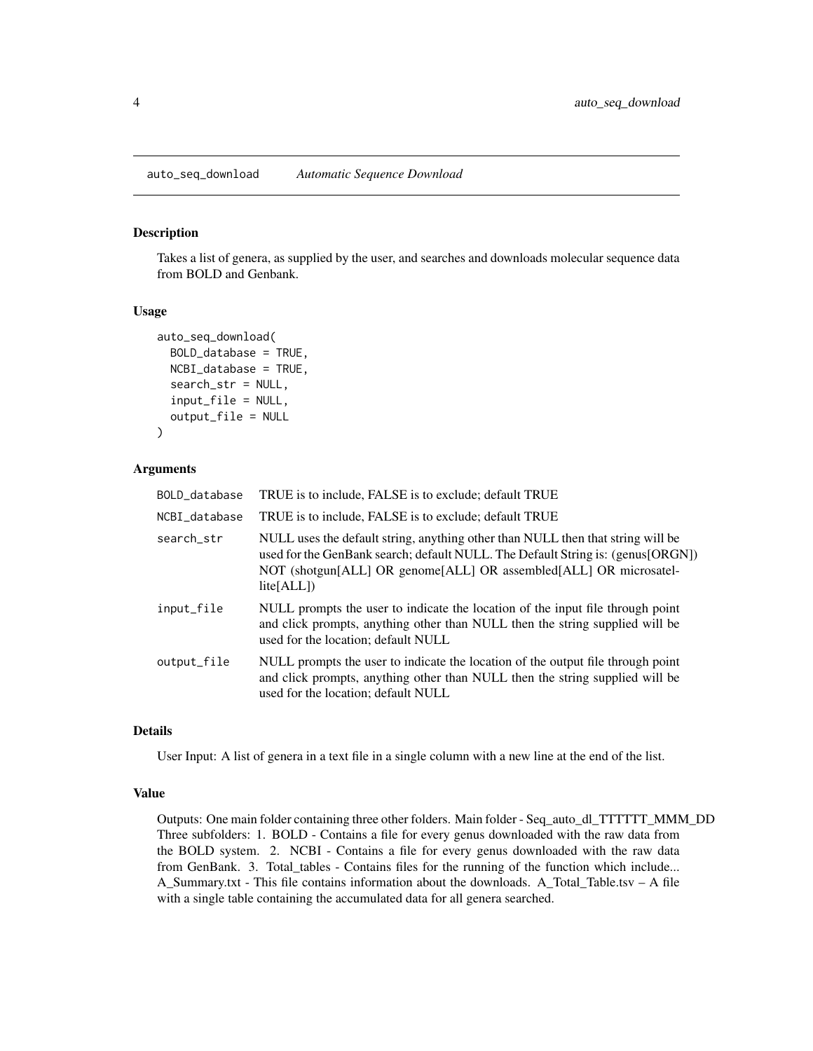# auto_seq_download *Automatic Sequence Download*

## Description

Takes a list of genera, as supplied by the user, and searches and downloads molecular sequence data from BOLD and Genbank.

## Usage

```
auto_seq_download(
  BOLD_database = TRUE,
  NCBI_database = TRUE,
  search_str = NULL,
  input_file = NULL,
  output_file = NULL
)
```

## Arguments

| | |
|---|---|
| BOLD_database | TRUE is to include, FALSE is to exclude; default TRUE |
| NCBI_database | TRUE is to include, FALSE is to exclude; default TRUE |
| search_str | NULL uses the default string, anything other than NULL then that string will be used for the GenBank search; default NULL. The Default String is: (genus[ORGN]) NOT (shotgun[ALL] OR genome[ALL] OR assembled[ALL] OR microsatellite[ALL]) |
| input_file | NULL prompts the user to indicate the location of the input file through point and click prompts, anything other than NULL then the string supplied will be used for the location; default NULL |
| output_file | NULL prompts the user to indicate the location of the output file through point and click prompts, anything other than NULL then the string supplied will be used for the location; default NULL |

## Details

User Input: A list of genera in a text file in a single column with a new line at the end of the list.

## Value

Outputs: One main folder containing three other folders. Main folder - Seq_auto_dl_TTTTTT_MMM_DD Three subfolders: 1. BOLD - Contains a file for every genus downloaded with the raw data from the BOLD system. 2. NCBI - Contains a file for every genus downloaded with the raw data from GenBank. 3. Total_tables - Contains files for the running of the function which include... A_Summary.txt - This file contains information about the downloads. A_Total_Table.tsv – A file with a single table containing the accumulated data for all genera searched.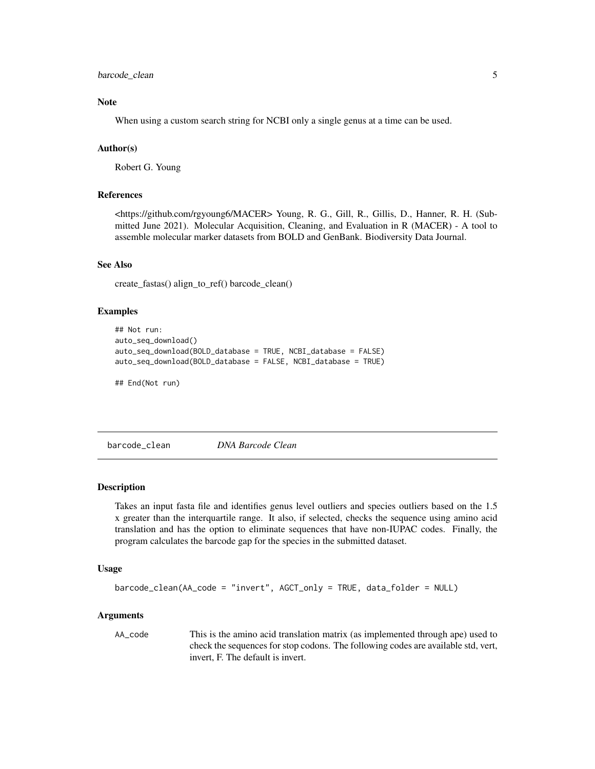### Note

When using a custom search string for NCBI only a single genus at a time can be used.

### Author(s)

Robert G. Young

### References

<https://github.com/rgyoung6/MACER> Young, R. G., Gill, R., Gillis, D., Hanner, R. H. (Submitted June 2021). Molecular Acquisition, Cleaning, and Evaluation in R (MACER) - A tool to assemble molecular marker datasets from BOLD and GenBank. Biodiversity Data Journal.

### See Also

create_fastas() align_to_ref() barcode_clean()

### Examples

```
## Not run:
auto_seq_download()
auto_seq_download(BOLD_database = TRUE, NCBI_database = FALSE)
auto_seq_download(BOLD_database = FALSE, NCBI_database = TRUE)

## End(Not run)
```

---

## barcode_clean &nbsp;&nbsp;&nbsp; *DNA Barcode Clean*

---

### Description

Takes an input fasta file and identifies genus level outliers and species outliers based on the 1.5 x greater than the interquartile range. It also, if selected, checks the sequence using amino acid translation and has the option to eliminate sequences that have non-IUPAC codes. Finally, the program calculates the barcode gap for the species in the submitted dataset.

### Usage

```
barcode_clean(AA_code = "invert", AGCT_only = TRUE, data_folder = NULL)
```

### Arguments

| | |
|---|---|
| AA_code | This is the amino acid translation matrix (as implemented through ape) used to check the sequences for stop codons. The following codes are available std, vert, invert, F. The default is invert. |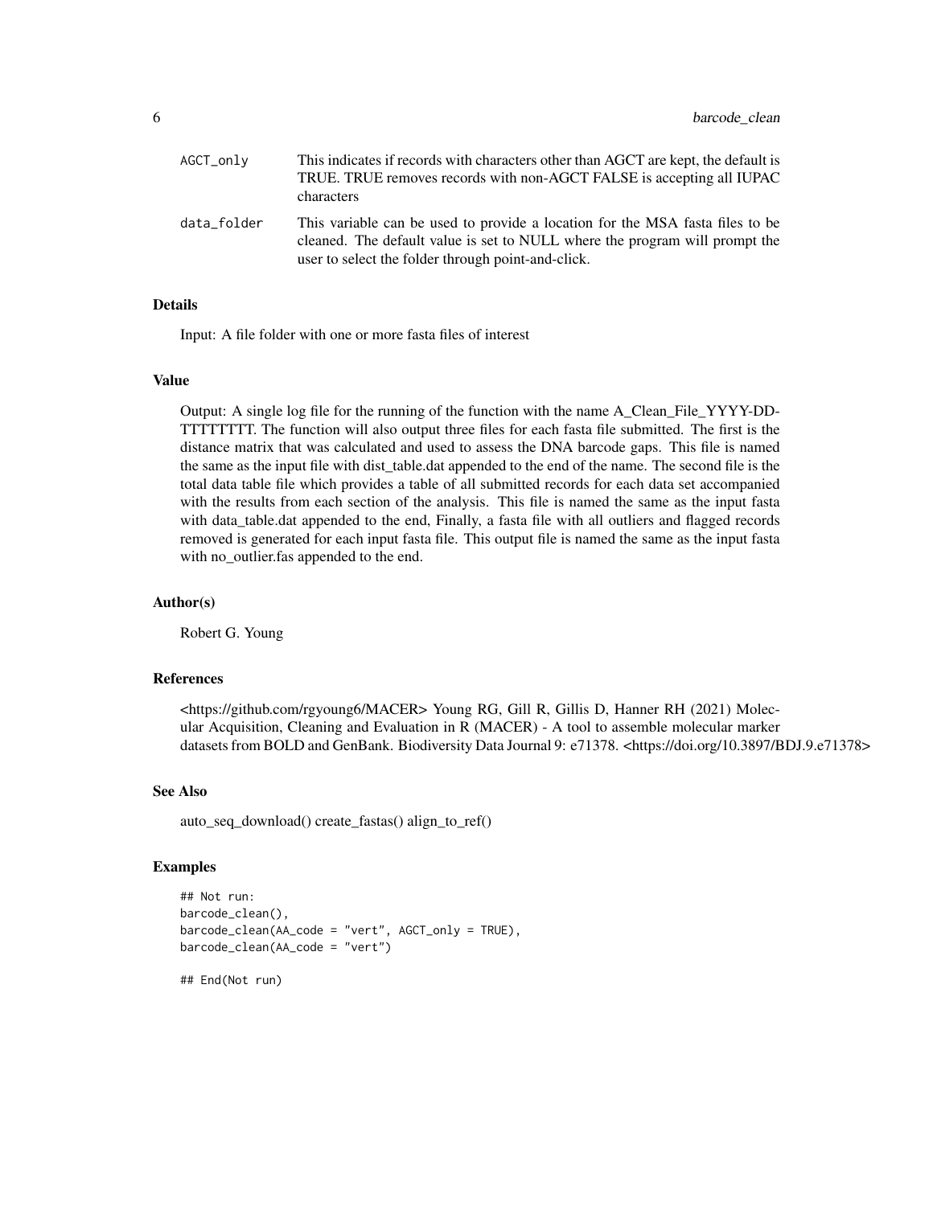| | |
|---|---|
| AGCT_only | This indicates if records with characters other than AGCT are kept, the default is TRUE. TRUE removes records with non-AGCT FALSE is accepting all IUPAC characters |
| data_folder | This variable can be used to provide a location for the MSA fasta files to be cleaned. The default value is set to NULL where the program will prompt the user to select the folder through point-and-click. |

### Details

Input: A file folder with one or more fasta files of interest

### Value

Output: A single log file for the running of the function with the name A_Clean_File_YYYY-DD-TTTTTTTT. The function will also output three files for each fasta file submitted. The first is the distance matrix that was calculated and used to assess the DNA barcode gaps. This file is named the same as the input file with dist_table.dat appended to the end of the name. The second file is the total data table file which provides a table of all submitted records for each data set accompanied with the results from each section of the analysis. This file is named the same as the input fasta with data_table.dat appended to the end, Finally, a fasta file with all outliers and flagged records removed is generated for each input fasta file. This output file is named the same as the input fasta with no_outlier.fas appended to the end.

### Author(s)

Robert G. Young

### References

<https://github.com/rgyoung6/MACER> Young RG, Gill R, Gillis D, Hanner RH (2021) Molecular Acquisition, Cleaning and Evaluation in R (MACER) - A tool to assemble molecular marker datasets from BOLD and GenBank. Biodiversity Data Journal 9: e71378. <https://doi.org/10.3897/BDJ.9.e71378>

### See Also

auto_seq_download() create_fastas() align_to_ref()

### Examples

```
## Not run:
barcode_clean(),
barcode_clean(AA_code = "vert", AGCT_only = TRUE),
barcode_clean(AA_code = "vert")

## End(Not run)
```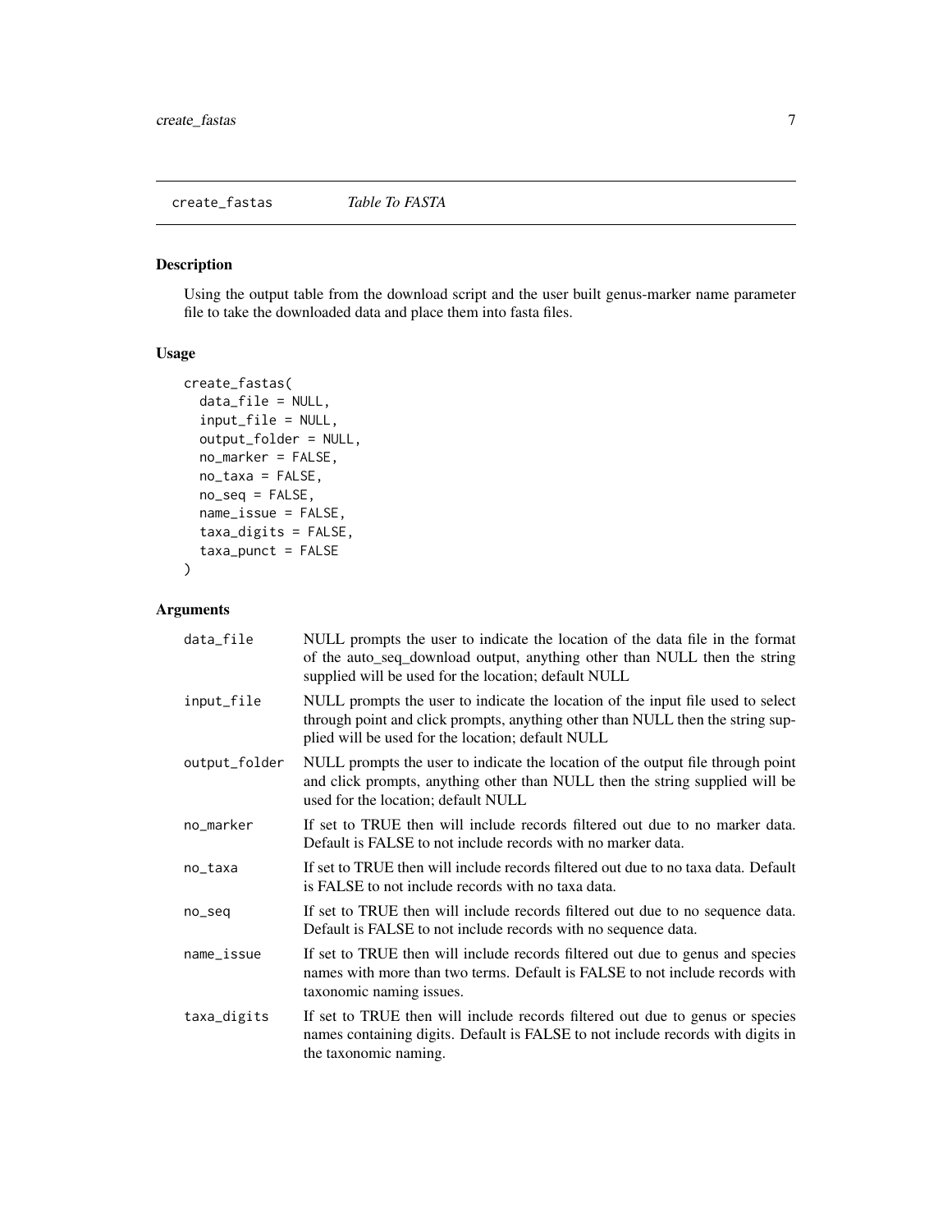`create_fastas` *Table To FASTA*

### Description

Using the output table from the download script and the user built genus-marker name parameter file to take the downloaded data and place them into fasta files.

### Usage

```
create_fastas(
  data_file = NULL,
  input_file = NULL,
  output_folder = NULL,
  no_marker = FALSE,
  no_taxa = FALSE,
  no_seq = FALSE,
  name_issue = FALSE,
  taxa_digits = FALSE,
  taxa_punct = FALSE
)
```

### Arguments

| | |
|---|---|
| data_file | NULL prompts the user to indicate the location of the data file in the format of the auto_seq_download output, anything other than NULL then the string supplied will be used for the location; default NULL |
| input_file | NULL prompts the user to indicate the location of the input file used to select through point and click prompts, anything other than NULL then the string supplied will be used for the location; default NULL |
| output_folder | NULL prompts the user to indicate the location of the output file through point and click prompts, anything other than NULL then the string supplied will be used for the location; default NULL |
| no_marker | If set to TRUE then will include records filtered out due to no marker data. Default is FALSE to not include records with no marker data. |
| no_taxa | If set to TRUE then will include records filtered out due to no taxa data. Default is FALSE to not include records with no taxa data. |
| no_seq | If set to TRUE then will include records filtered out due to no sequence data. Default is FALSE to not include records with no sequence data. |
| name_issue | If set to TRUE then will include records filtered out due to genus and species names with more than two terms. Default is FALSE to not include records with taxonomic naming issues. |
| taxa_digits | If set to TRUE then will include records filtered out due to genus or species names containing digits. Default is FALSE to not include records with digits in the taxonomic naming. |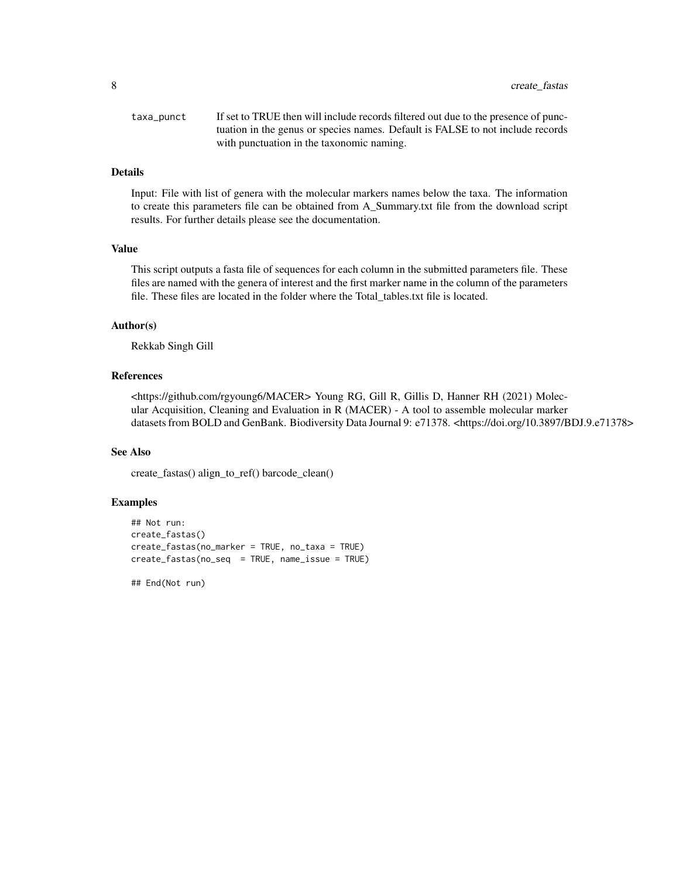taxa_punct If set to TRUE then will include records filtered out due to the presence of punctuation in the genus or species names. Default is FALSE to not include records with punctuation in the taxonomic naming.

### Details

Input: File with list of genera with the molecular markers names below the taxa. The information to create this parameters file can be obtained from A_Summary.txt file from the download script results. For further details please see the documentation.

### Value

This script outputs a fasta file of sequences for each column in the submitted parameters file. These files are named with the genera of interest and the first marker name in the column of the parameters file. These files are located in the folder where the Total_tables.txt file is located.

### Author(s)

Rekkab Singh Gill

### References

<https://github.com/rgyoung6/MACER> Young RG, Gill R, Gillis D, Hanner RH (2021) Molecular Acquisition, Cleaning and Evaluation in R (MACER) - A tool to assemble molecular marker datasets from BOLD and GenBank. Biodiversity Data Journal 9: e71378. <https://doi.org/10.3897/BDJ.9.e71378>

### See Also

create_fastas() align_to_ref() barcode_clean()

### Examples

```
## Not run:
create_fastas()
create_fastas(no_marker = TRUE, no_taxa = TRUE)
create_fastas(no_seq  = TRUE, name_issue = TRUE)

## End(Not run)
```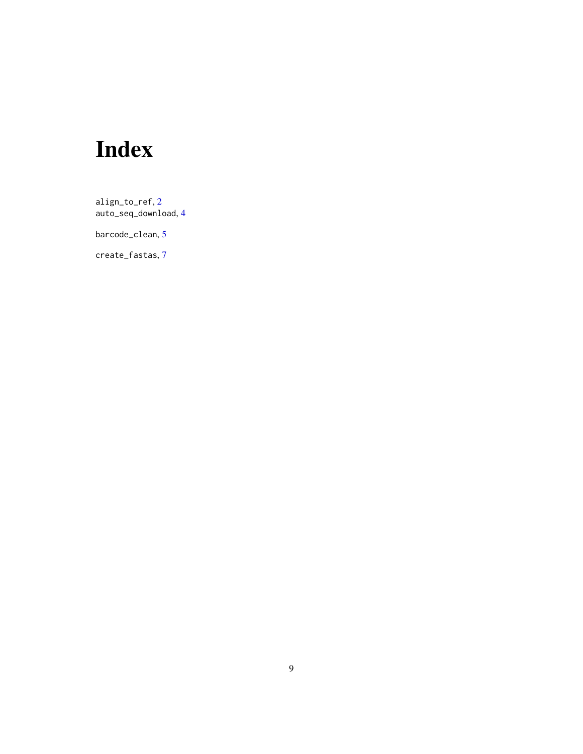# Index

align_to_ref, 2
auto_seq_download, 4

barcode_clean, 5

create_fastas, 7